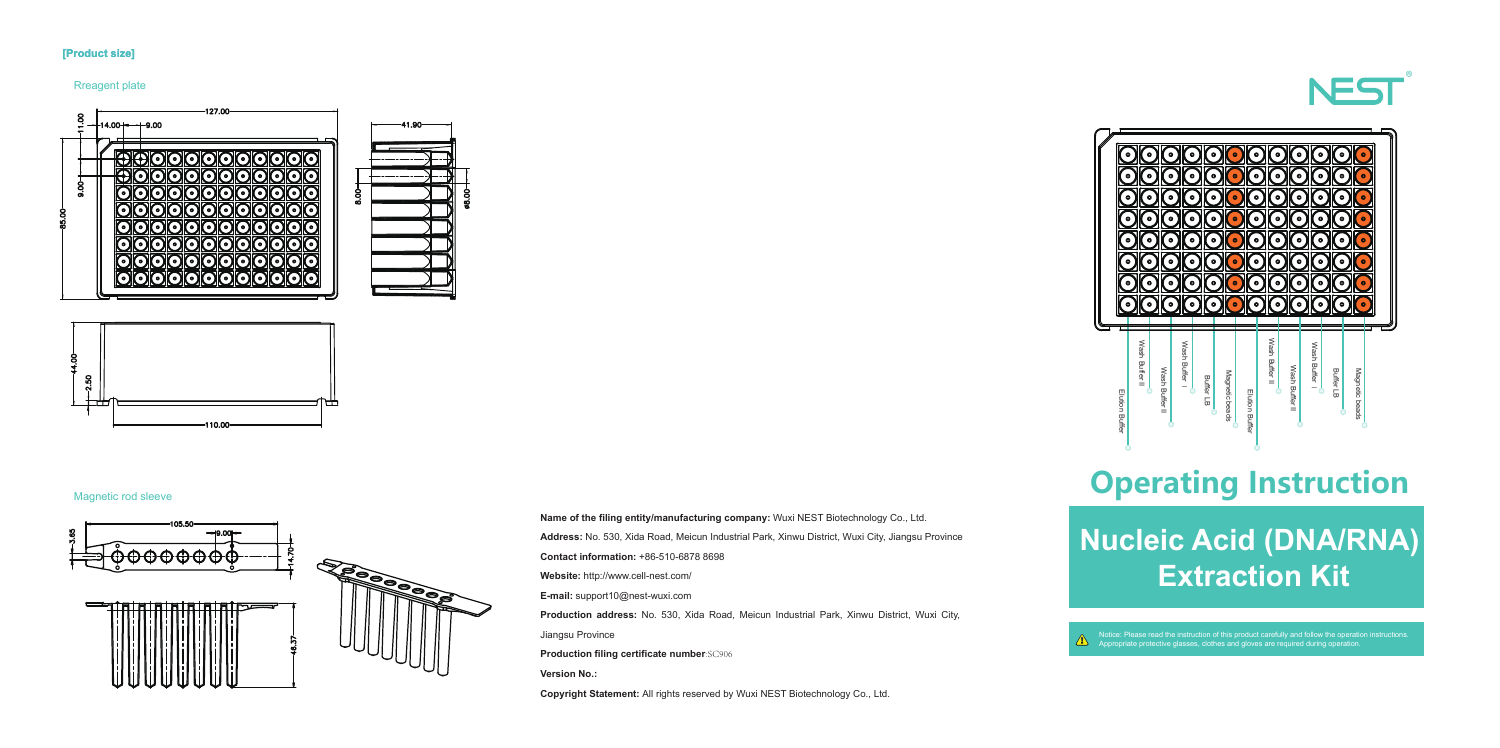## [Product size]

### Rreagent plate

127.00

14.00

9.00

11.00

9.00

85.00

41.90

8.00

ø8.00

44.00

2.50

110.00

### Magnetic rod sleeve

105.50

9.00

3.65

14.70

48.37

**Name of the filing entity/manufacturing company:** Wuxi NEST Biotechnology Co., Ltd.

**Address:** No. 530, Xida Road, Meicun Industrial Park, Xinwu District, Wuxi City, Jiangsu Province

**Contact information:** +86-510-6878 8698

**Website:** http://www.cell-nest.com/

**E-mail:** support10@nest-wuxi.com

**Production address:** No. 530, Xida Road, Meicun Industrial Park, Xinwu District, Wuxi City, Jiangsu Province

**Production filing certificate number**:SC906

**Version No.:**

**Copyright Statement:** All rights reserved by Wuxi NEST Biotechnology Co., Ltd.

NEST®

Elution Buffer

Wash Buffer II

Wash Buffer II

Wash Buffer I

Buffer LB

Magnetic beads

Elution Buffer

Wash Buffer II

Wash Buffer II

Wash Buffer I

Buffer LB

Magnetic beads

# Operating Instruction

# Nucleic Acid (DNA/RNA) Extraction Kit

Notice: Please read the instruction of this product carefully and follow the operation instructions. Appropriate protective glasses, clothes and gloves are required during operation.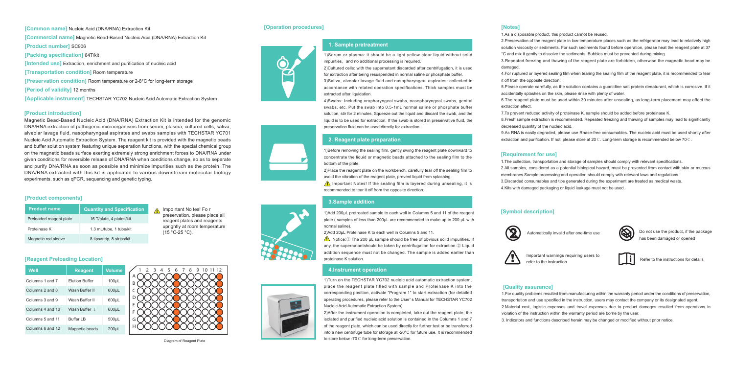**[Common name]** Nucleic Acid (DNA/RNA) Extraction Kit

**[Commercial name]** Magnetic Bead-Based Nucleic Acid (DNA/RNA) Extraction Kit

**[Product number]** SC906

**[Packing specification]** 64T/kit

**[Intended use]** Extraction, enrichment and purification of nucleic acid

**[Transportation condition]** Room temperature

**[Preservation condition]** Room temperature or 2-8°C for long-term storage

**[Period of validity]** 12 months

**[Applicable instrument]** TECHSTAR YC702 Nucleic Acid Automatic Extraction System

## [Product introduction]

Magnetic Bead-Based Nucleic Acid (DNA/RNA) Extraction Kit is intended for the genomic DNA/RNA extraction of pathogenic microorganisms from serum, plasma, cultured cells, saliva, alveolar lavage fluid, nasopharyngeal aspirates and swabs samples with TECHSTAR YC701 Nucleic Acid Automatic Extraction System. The reagent kit is provided with the magnetic beads and buffer solution system featuring unique separation functions, with the special chemical group on the magnetic beads surface exerting extremely strong enrichment forces to DNA/RNA under given conditions for reversible release of DNA/RNA when conditions change, so as to separate and purify DNA/RNA as soon as possible and minimize impurities such as the protein. The DNA/RNA extracted with this kit is applicable to various downstream molecular biology experiments, such as qPCR, sequencing and genetic typing.

## [Product components]

| Product name | Quantity and Specification |
|---|---|
| Preloaded reagent plate | 16 T/plate, 4 plates/kit |
| Proteinase K | 1.3 mL/tube, 1 tube/kit |
| Magnetic rod sleeve | 8 tips/strip, 8 strips/kit |

Impo rtant No tes! Fo r preservation, please place all reagent plates and reagents uprightly at room temperature (15 °C-25 °C).

## [Reagent Preloading Location]

| Well | Reagent | Volume |
|---|---|---|
| Columns 1 and 7 | Elution Buffer | 100μL |
| Columns 2 and 8 | Wash Buffer II | 600μL |
| Columns 3 and 9 | Wash Buffer II | 600μL |
| Columns 4 and 10 | Wash Buffer Ⅰ | 600μL |
| Columns 5 and 11 | Buffer LB | 500μL |
| Columns 6 and 12 | Magnetic beads | 200μL |

1 2 3 4 5 6 7 8 9 10 11 12

A B C D E F G H

Diagram of Reagent Plate

## [Operation procedures]

### 1. Sample pretreatment

1)Serum or plasma: it should be a light yellow clear liquid without solid impurities, and no additional processing is required.

2)Cultured cells: with the supernatant discarded after centrifugation, it is used for extraction after being resuspended in normal saline or phosphate buffer.

3)Saliva, alveolar lavage fluid and nasopharyngeal aspirates: collected in accordance with related operation specifications. Thick samples must be extracted after liquidation.

4)Swabs: Including oropharyngeal swabs, nasopharyngeal swabs, genital swabs, etc. Put the swab into 0.5-1mL normal saline or phosphate buffer solution, stir for 2 minutes, Squeeze out the liquid and discard the swab, and the liquid is to be used for extraction. If the swab is stored in preservative fluid, the preservation fluid can be used directly for extraction.

### 2. Reagent plate preparation

1)Before removing the sealing film, gently swing the reagent plate downward to concentrate the liquid or magnetic beads attached to the sealing film to the bottom of the plate.

2)Place the reagent plate on the workbench, carefully tear off the sealing film to avoid the vibration of the reagent plate, prevent liquid from splashing.

Important Notes! If the sealing film is layered during unsealing, it is recommended to tear it off from the opposite direction.

### 3.Sample addition

1)Add 200μL pretreated sample to each well in Columns 5 and 11 of the reagent plate ( samples of less than 200μL are recommended to make up to 200 μL with normal saline).

2)Add 20μL Proteinase K to each well in Columns 5 and 11.

Notice:① The 200 μL sample should be free of obvious solid impurities. If any, the supernatantshould be taken by centrifugation for extraction.② Liquid addition sequence must not be changed. The sample is added earlier than proteinase K solution.

### 4.Instrument operation

1)Turn on the TECHSTAR YC702 nucleic acid automatic extraction system, place the reagent plate filled with sample and Proteinase K into the corresponding position, activate "Program 1" to start extraction (for detailed operating procedures, please refer to the User' s Manual for TECHSTAR YC702 Nucleic Acid Automatic Extraction System).

2)After the instrument operation is completed, take out the reagent plate, the isolated and purified nucleic acid solution is contained in the Columns 1 and 7 of the reagent plate, which can be used directly for further test or be transferred into a new centrifuge tube for storage at -20°C for future use. It is recommended to store below -70℃ for long-term preservation.

## [Notes]

1.As a disposable product, this product cannot be reused.

2.Preservation of the reagent plate in low-temperature places such as the refrigerator may lead to relatively high solution viscosity or sediments. For such sediments found before operation, please heat the reagent plate at 37 °C and mix it gently to dissolve the sediments. Bubbles must be prevented during mixing.

3.Repeated freezing and thawing of the reagent plate are forbidden, otherwise the magnetic bead may be damaged.

4.For ruptured or layered sealing film when tearing the sealing film of the reagent plate, it is recommended to tear it off from the opposite direction.

5.Please operate carefully, as the solution contains a guanidine salt protein denaturant, which is corrosive. If it accidentally splashes on the skin, please rinse with plenty of water.

6.The reagent plate must be used within 30 minutes after unsealing, as long-term placement may affect the extraction effect.

7.To prevent reduced activity of proteinase K, sample should be added before proteinase K.

8.Fresh sample extraction is recommended. Repeated freezing and thawing of samples may lead to significantly decreased quantity of the nucleic acid.

9.As RNA is easily degraded, please use Rnase-free consumables. The nucleic acid must be used shortly after extraction and purification. If not, please store at 20℃. Long-term storage is recommended below 70℃.

## [Requirement for use]

1.The collection, transportation and storage of samples should comply with relevant specifications.

2.All samples, considered as a potential biological hazard, must be prevented from contact with skin or mucous membranes.Sample processing and operation should comply with relevant laws and regulations.

3.Discarded consumables and tips generated during the experiment are treated as medical waste.

4.Kits with damaged packaging or liquid leakage must not be used.

## [Symbol description]

Automatically invalid after one-time use

Do not use the product, if the package has been damaged or opened

Important warnings requiring users to refer to the instruction

Refer to the instructions for details

## [Quality assurance]

1.For quality problems resulted from manufacturing within the warranty period under the conditions of preservation, transportation and use specified in the instruction, users may contact the company or its designated agent.

2.Material cost, logistic expenses and travel expenses due to product damages resulted from operations in violation of the instruction within the warranty period are borne by the user.

3. Indicators and functions described herein may be changed or modified without prior notice.